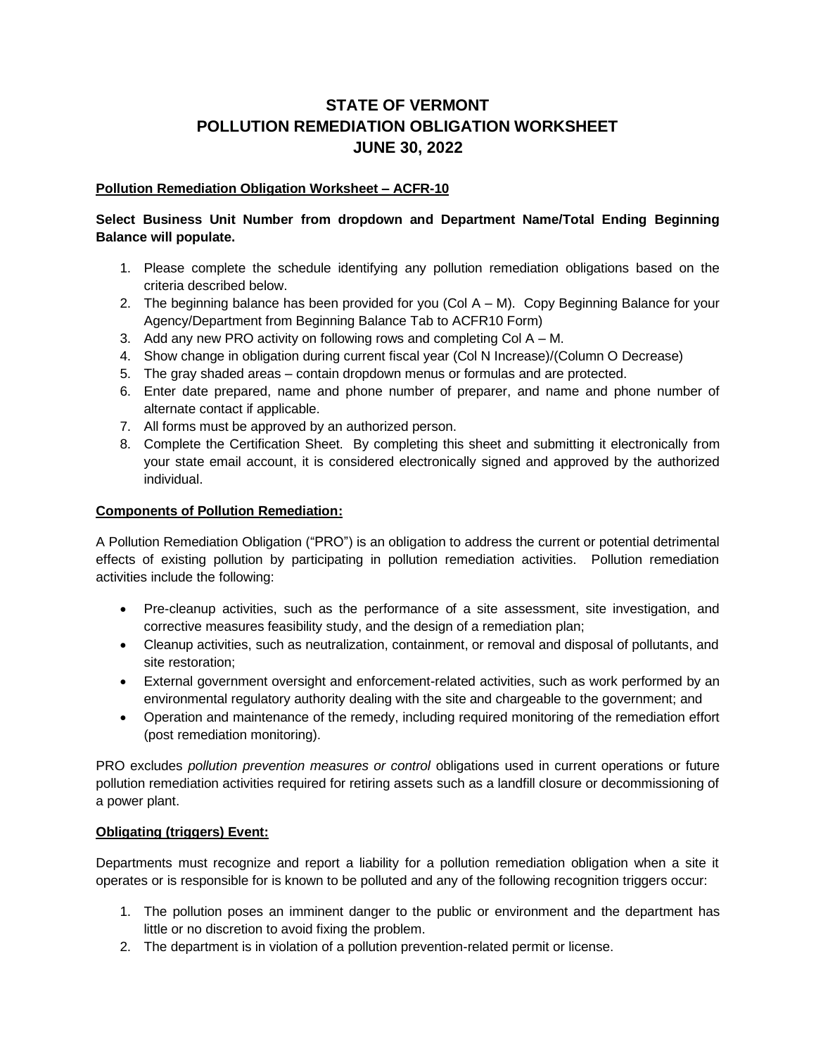# STATE OF VERMONT
# POLLUTION REMEDIATION OBLIGATION WORKSHEET
# JUNE 30, 2022

**Pollution Remediation Obligation Worksheet – ACFR-10**

**Select Business Unit Number from dropdown and Department Name/Total Ending Beginning Balance will populate.**

1. Please complete the schedule identifying any pollution remediation obligations based on the criteria described below.
2. The beginning balance has been provided for you (Col A – M). Copy Beginning Balance for your Agency/Department from Beginning Balance Tab to ACFR10 Form)
3. Add any new PRO activity on following rows and completing Col A – M.
4. Show change in obligation during current fiscal year (Col N Increase)/(Column O Decrease)
5. The gray shaded areas – contain dropdown menus or formulas and are protected.
6. Enter date prepared, name and phone number of preparer, and name and phone number of alternate contact if applicable.
7. All forms must be approved by an authorized person.
8. Complete the Certification Sheet. By completing this sheet and submitting it electronically from your state email account, it is considered electronically signed and approved by the authorized individual.

**Components of Pollution Remediation:**

A Pollution Remediation Obligation ("PRO") is an obligation to address the current or potential detrimental effects of existing pollution by participating in pollution remediation activities. Pollution remediation activities include the following:

- Pre-cleanup activities, such as the performance of a site assessment, site investigation, and corrective measures feasibility study, and the design of a remediation plan;
- Cleanup activities, such as neutralization, containment, or removal and disposal of pollutants, and site restoration;
- External government oversight and enforcement-related activities, such as work performed by an environmental regulatory authority dealing with the site and chargeable to the government; and
- Operation and maintenance of the remedy, including required monitoring of the remediation effort (post remediation monitoring).

PRO excludes *pollution prevention measures or control* obligations used in current operations or future pollution remediation activities required for retiring assets such as a landfill closure or decommissioning of a power plant.

**Obligating (triggers) Event:**

Departments must recognize and report a liability for a pollution remediation obligation when a site it operates or is responsible for is known to be polluted and any of the following recognition triggers occur:

1. The pollution poses an imminent danger to the public or environment and the department has little or no discretion to avoid fixing the problem.
2. The department is in violation of a pollution prevention-related permit or license.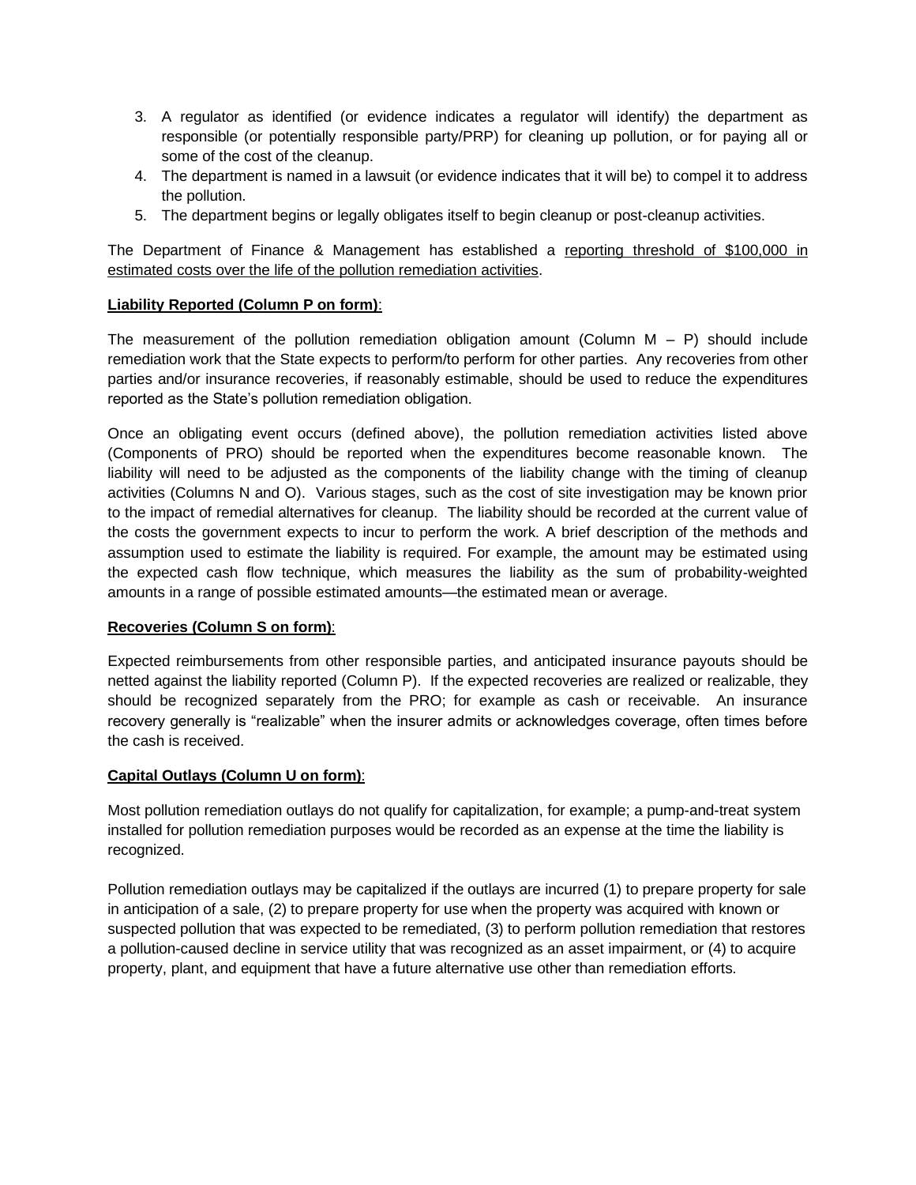3. A regulator as identified (or evidence indicates a regulator will identify) the department as responsible (or potentially responsible party/PRP) for cleaning up pollution, or for paying all or some of the cost of the cleanup.
4. The department is named in a lawsuit (or evidence indicates that it will be) to compel it to address the pollution.
5. The department begins or legally obligates itself to begin cleanup or post-cleanup activities.

The Department of Finance & Management has established a <u>reporting threshold of $100,000 in estimated costs over the life of the pollution remediation activities</u>.

**<u>Liability Reported (Column P on form)</u>**:

The measurement of the pollution remediation obligation amount (Column M – P) should include remediation work that the State expects to perform/to perform for other parties. Any recoveries from other parties and/or insurance recoveries, if reasonably estimable, should be used to reduce the expenditures reported as the State's pollution remediation obligation.

Once an obligating event occurs (defined above), the pollution remediation activities listed above (Components of PRO) should be reported when the expenditures become reasonable known. The liability will need to be adjusted as the components of the liability change with the timing of cleanup activities (Columns N and O). Various stages, such as the cost of site investigation may be known prior to the impact of remedial alternatives for cleanup. The liability should be recorded at the current value of the costs the government expects to incur to perform the work. A brief description of the methods and assumption used to estimate the liability is required. For example, the amount may be estimated using the expected cash flow technique, which measures the liability as the sum of probability-weighted amounts in a range of possible estimated amounts—the estimated mean or average.

**<u>Recoveries (Column S on form)</u>**:

Expected reimbursements from other responsible parties, and anticipated insurance payouts should be netted against the liability reported (Column P). If the expected recoveries are realized or realizable, they should be recognized separately from the PRO; for example as cash or receivable. An insurance recovery generally is "realizable" when the insurer admits or acknowledges coverage, often times before the cash is received.

**<u>Capital Outlays (Column U on form)</u>**:

Most pollution remediation outlays do not qualify for capitalization, for example; a pump-and-treat system installed for pollution remediation purposes would be recorded as an expense at the time the liability is recognized.

Pollution remediation outlays may be capitalized if the outlays are incurred (1) to prepare property for sale in anticipation of a sale, (2) to prepare property for use when the property was acquired with known or suspected pollution that was expected to be remediated, (3) to perform pollution remediation that restores a pollution-caused decline in service utility that was recognized as an asset impairment, or (4) to acquire property, plant, and equipment that have a future alternative use other than remediation efforts.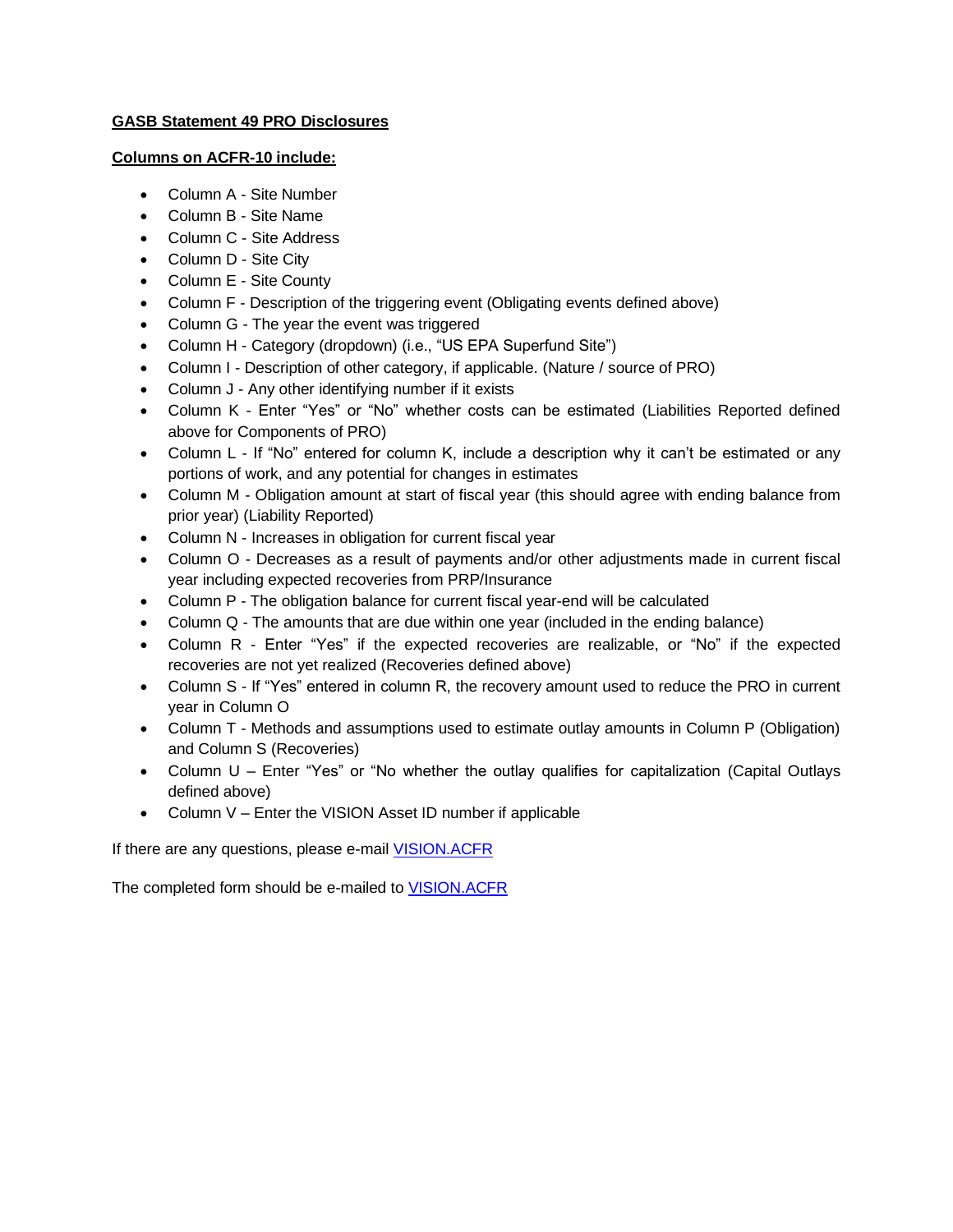**GASB Statement 49 PRO Disclosures**

**Columns on ACFR-10 include:**

- Column A - Site Number
- Column B - Site Name
- Column C - Site Address
- Column D - Site City
- Column E - Site County
- Column F - Description of the triggering event (Obligating events defined above)
- Column G - The year the event was triggered
- Column H - Category (dropdown) (i.e., “US EPA Superfund Site”)
- Column I - Description of other category, if applicable. (Nature / source of PRO)
- Column J - Any other identifying number if it exists
- Column K - Enter “Yes” or “No” whether costs can be estimated (Liabilities Reported defined above for Components of PRO)
- Column L - If “No” entered for column K, include a description why it can’t be estimated or any portions of work, and any potential for changes in estimates
- Column M - Obligation amount at start of fiscal year (this should agree with ending balance from prior year) (Liability Reported)
- Column N - Increases in obligation for current fiscal year
- Column O - Decreases as a result of payments and/or other adjustments made in current fiscal year including expected recoveries from PRP/Insurance
- Column P - The obligation balance for current fiscal year-end will be calculated
- Column Q - The amounts that are due within one year (included in the ending balance)
- Column R - Enter “Yes” if the expected recoveries are realizable, or “No” if the expected recoveries are not yet realized (Recoveries defined above)
- Column S - If “Yes” entered in column R, the recovery amount used to reduce the PRO in current year in Column O
- Column T - Methods and assumptions used to estimate outlay amounts in Column P (Obligation) and Column S (Recoveries)
- Column U – Enter “Yes” or “No whether the outlay qualifies for capitalization (Capital Outlays defined above)
- Column V – Enter the VISION Asset ID number if applicable

If there are any questions, please e-mail VISION.ACFR

The completed form should be e-mailed to VISION.ACFR